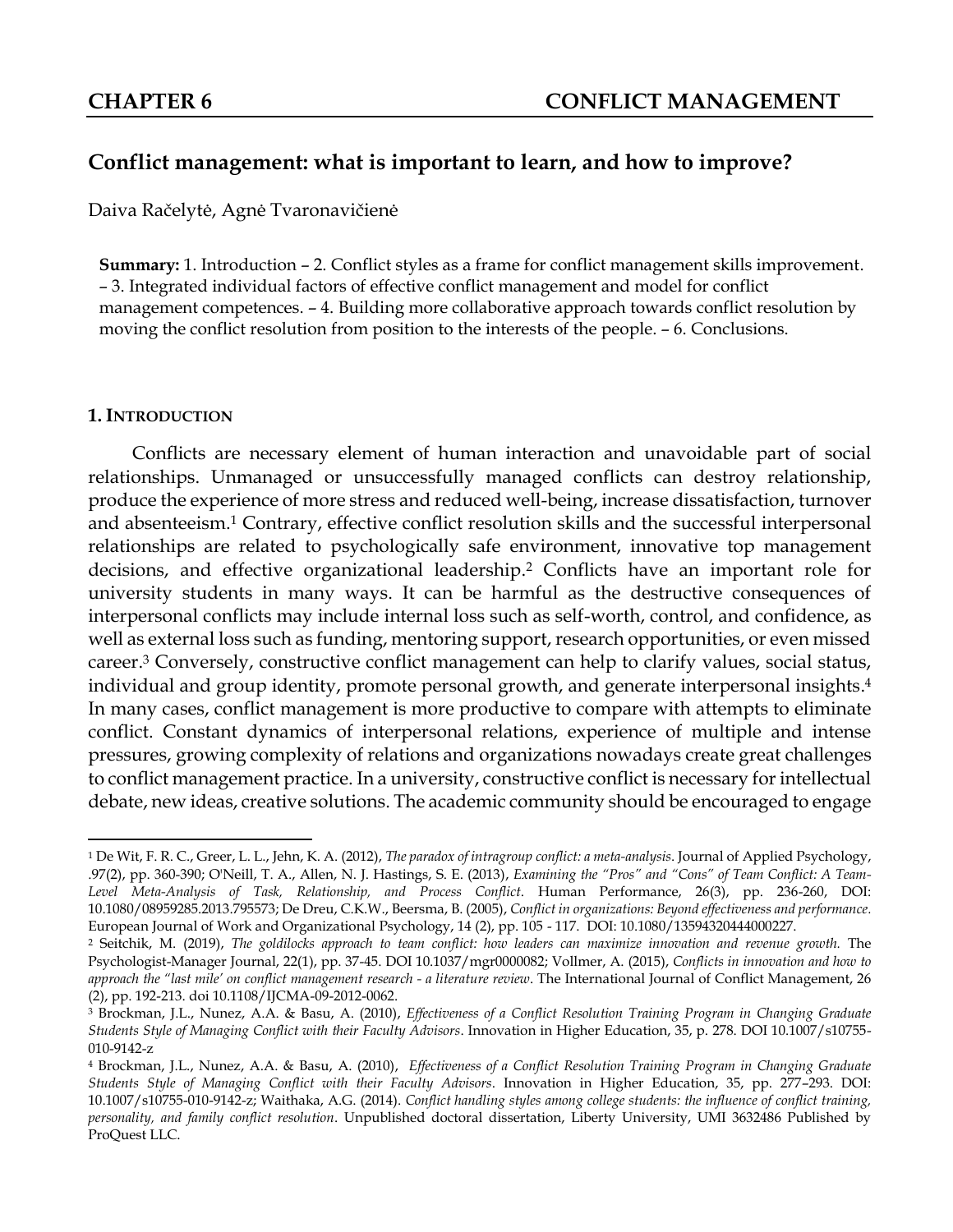## CHAPTER 6 CONFLICT MANAGEMENT

# Conflict management: what is important to learn, and how to improve?

Daiva Račelytė, Agnė Tvaronavičienė

**Summary:** 1. Introduction – 2. Conflict styles as a frame for conflict management skills improvement. – 3. Integrated individual factors of effective conflict management and model for conflict management competences. – 4. Building more collaborative approach towards conflict resolution by moving the conflict resolution from position to the interests of the people. – 6. Conclusions.

### 1. INTRODUCTION

Conflicts are necessary element of human interaction and unavoidable part of social relationships. Unmanaged or unsuccessfully managed conflicts can destroy relationship, produce the experience of more stress and reduced well-being, increase dissatisfaction, turnover and absenteeism.[1] Contrary, effective conflict resolution skills and the successful interpersonal relationships are related to psychologically safe environment, innovative top management decisions, and effective organizational leadership.[2] Conflicts have an important role for university students in many ways. It can be harmful as the destructive consequences of interpersonal conflicts may include internal loss such as self-worth, control, and confidence, as well as external loss such as funding, mentoring support, research opportunities, or even missed career.[3] Conversely, constructive conflict management can help to clarify values, social status, individual and group identity, promote personal growth, and generate interpersonal insights.[4] In many cases, conflict management is more productive to compare with attempts to eliminate conflict. Constant dynamics of interpersonal relations, experience of multiple and intense pressures, growing complexity of relations and organizations nowadays create great challenges to conflict management practice. In a university, constructive conflict is necessary for intellectual debate, new ideas, creative solutions. The academic community should be encouraged to engage

---

[1] De Wit, F. R. C., Greer, L. L., Jehn, K. A. (2012), *The paradox of intragroup conflict: a meta-analysis*. Journal of Applied Psychology, .97(2), pp. 360-390; O'Neill, T. A., Allen, N. J. Hastings, S. E. (2013), *Examining the "Pros" and "Cons" of Team Conflict: A Team-Level Meta-Analysis of Task, Relationship, and Process Conflict*. Human Performance, 26(3), pp. 236-260, DOI: 10.1080/08959285.2013.795573; De Dreu, C.K.W., Beersma, B. (2005), *Conflict in organizations: Beyond effectiveness and performance*. European Journal of Work and Organizational Psychology, 14 (2), pp. 105 - 117. DOI: 10.1080/13594320444000227.

[2] Seitchik, M. (2019), *The goldilocks approach to team conflict: how leaders can maximize innovation and revenue growth.* The Psychologist-Manager Journal, 22(1), pp. 37-45. DOI 10.1037/mgr0000082; Vollmer, A. (2015), *Conflicts in innovation and how to approach the "last mile' on conflict management research - a literature review*. The International Journal of Conflict Management, 26 (2), pp. 192-213. doi 10.1108/IJCMA-09-2012-0062.

[3] Brockman, J.L., Nunez, A.A. & Basu, A. (2010), *Effectiveness of a Conflict Resolution Training Program in Changing Graduate Students Style of Managing Conflict with their Faculty Advisors*. Innovation in Higher Education, 35, p. 278. DOI 10.1007/s10755-010-9142-z

[4] Brockman, J.L., Nunez, A.A. & Basu, A. (2010), *Effectiveness of a Conflict Resolution Training Program in Changing Graduate Students Style of Managing Conflict with their Faculty Advisors*. Innovation in Higher Education, 35, pp. 277–293. DOI: 10.1007/s10755-010-9142-z; Waithaka, A.G. (2014). *Conflict handling styles among college students: the influence of conflict training, personality, and family conflict resolution*. Unpublished doctoral dissertation, Liberty University, UMI 3632486 Published by ProQuest LLC.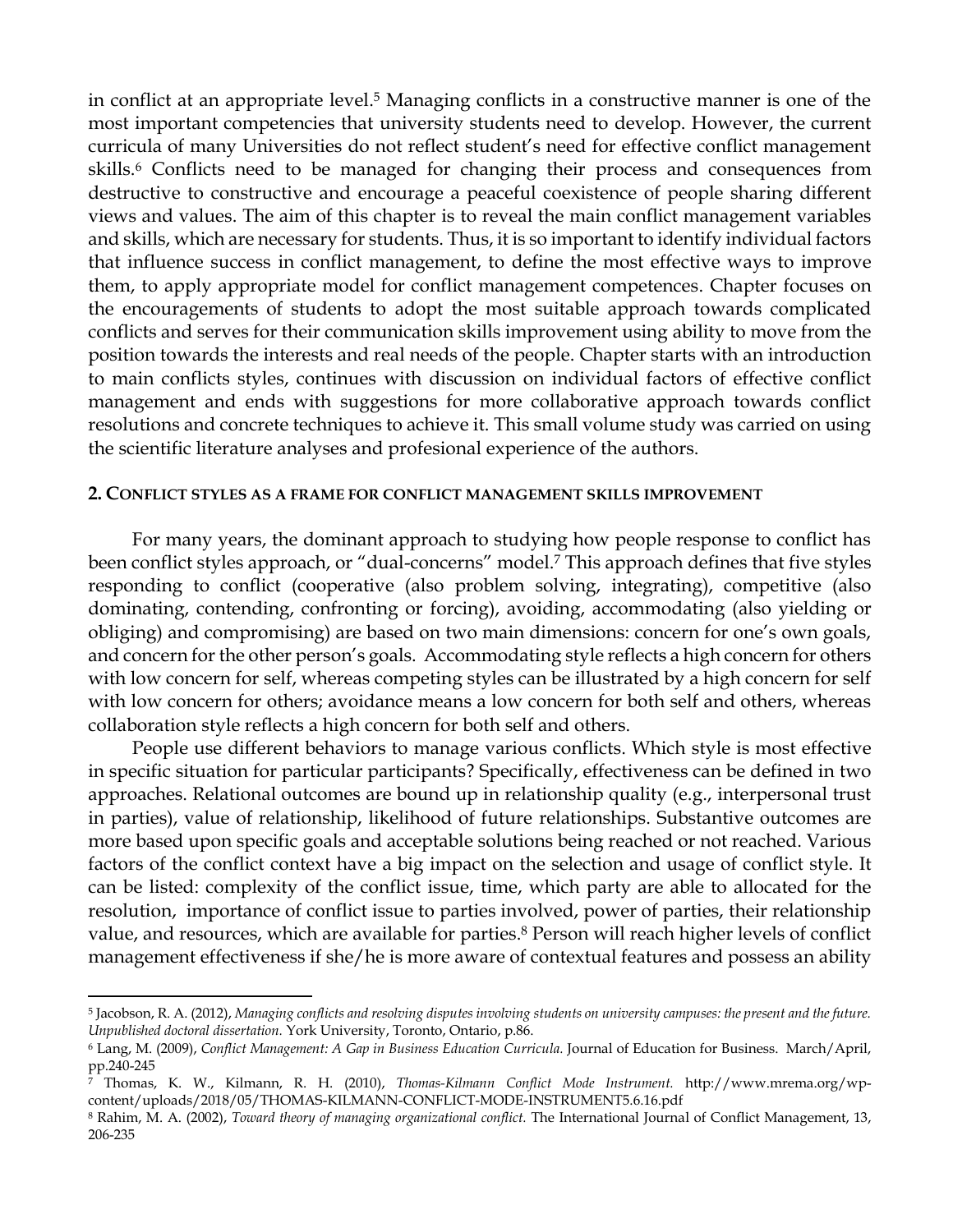in conflict at an appropriate level.[5] Managing conflicts in a constructive manner is one of the most important competencies that university students need to develop. However, the current curricula of many Universities do not reflect student's need for effective conflict management skills.[6] Conflicts need to be managed for changing their process and consequences from destructive to constructive and encourage a peaceful coexistence of people sharing different views and values. The aim of this chapter is to reveal the main conflict management variables and skills, which are necessary for students. Thus, it is so important to identify individual factors that influence success in conflict management, to define the most effective ways to improve them, to apply appropriate model for conflict management competences. Chapter focuses on the encouragements of students to adopt the most suitable approach towards complicated conflicts and serves for their communication skills improvement using ability to move from the position towards the interests and real needs of the people. Chapter starts with an introduction to main conflicts styles, continues with discussion on individual factors of effective conflict management and ends with suggestions for more collaborative approach towards conflict resolutions and concrete techniques to achieve it. This small volume study was carried on using the scientific literature analyses and profesional experience of the authors.

## 2. Conflict styles as a frame for conflict management skills improvement

For many years, the dominant approach to studying how people response to conflict has been conflict styles approach, or "dual-concerns" model.[7] This approach defines that five styles responding to conflict (cooperative (also problem solving, integrating), competitive (also dominating, contending, confronting or forcing), avoiding, accommodating (also yielding or obliging) and compromising) are based on two main dimensions: concern for one's own goals, and concern for the other person's goals. Accommodating style reflects a high concern for others with low concern for self, whereas competing styles can be illustrated by a high concern for self with low concern for others; avoidance means a low concern for both self and others, whereas collaboration style reflects a high concern for both self and others.

People use different behaviors to manage various conflicts. Which style is most effective in specific situation for particular participants? Specifically, effectiveness can be defined in two approaches. Relational outcomes are bound up in relationship quality (e.g., interpersonal trust in parties), value of relationship, likelihood of future relationships. Substantive outcomes are more based upon specific goals and acceptable solutions being reached or not reached. Various factors of the conflict context have a big impact on the selection and usage of conflict style. It can be listed: complexity of the conflict issue, time, which party are able to allocated for the resolution, importance of conflict issue to parties involved, power of parties, their relationship value, and resources, which are available for parties.[8] Person will reach higher levels of conflict management effectiveness if she/he is more aware of contextual features and possess an ability

---

[5] Jacobson, R. A. (2012), *Managing conflicts and resolving disputes involving students on university campuses: the present and the future. Unpublished doctoral dissertation.* York University, Toronto, Ontario, p.86.

[6] Lang, M. (2009), *Conflict Management: A Gap in Business Education Curricula.* Journal of Education for Business. March/April, pp.240-245

[7] Thomas, K. W., Kilmann, R. H. (2010), *Thomas-Kilmann Conflict Mode Instrument.* http://www.mrema.org/wp-content/uploads/2018/05/THOMAS-KILMANN-CONFLICT-MODE-INSTRUMENT5.6.16.pdf

[8] Rahim, M. A. (2002), *Toward theory of managing organizational conflict.* The International Journal of Conflict Management, 13, 206-235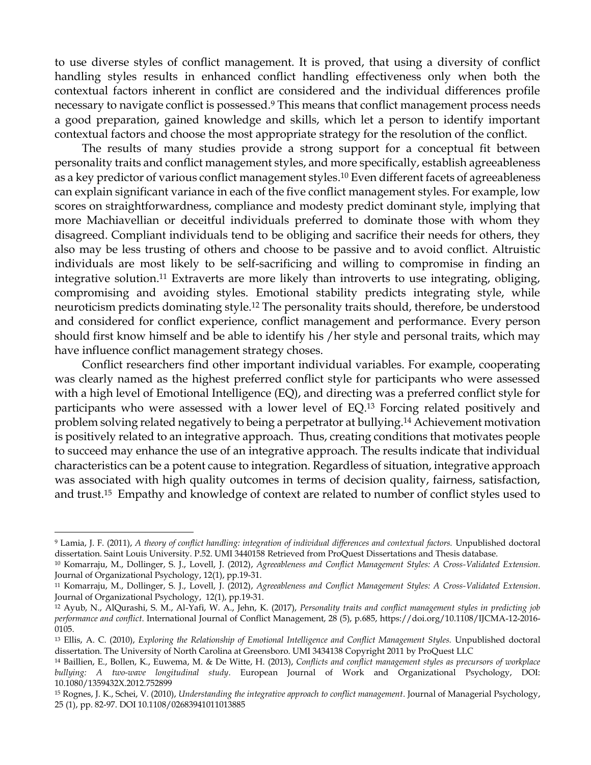to use diverse styles of conflict management. It is proved, that using a diversity of conflict handling styles results in enhanced conflict handling effectiveness only when both the contextual factors inherent in conflict are considered and the individual differences profile necessary to navigate conflict is possessed.[9] This means that conflict management process needs a good preparation, gained knowledge and skills, which let a person to identify important contextual factors and choose the most appropriate strategy for the resolution of the conflict.

The results of many studies provide a strong support for a conceptual fit between personality traits and conflict management styles, and more specifically, establish agreeableness as a key predictor of various conflict management styles.[10] Even different facets of agreeableness can explain significant variance in each of the five conflict management styles. For example, low scores on straightforwardness, compliance and modesty predict dominant style, implying that more Machiavellian or deceitful individuals preferred to dominate those with whom they disagreed. Compliant individuals tend to be obliging and sacrifice their needs for others, they also may be less trusting of others and choose to be passive and to avoid conflict. Altruistic individuals are most likely to be self-sacrificing and willing to compromise in finding an integrative solution.[11] Extraverts are more likely than introverts to use integrating, obliging, compromising and avoiding styles. Emotional stability predicts integrating style, while neuroticism predicts dominating style.[12] The personality traits should, therefore, be understood and considered for conflict experience, conflict management and performance. Every person should first know himself and be able to identify his /her style and personal traits, which may have influence conflict management strategy choses.

Conflict researchers find other important individual variables. For example, cooperating was clearly named as the highest preferred conflict style for participants who were assessed with a high level of Emotional Intelligence (EQ), and directing was a preferred conflict style for participants who were assessed with a lower level of EQ.[13] Forcing related positively and problem solving related negatively to being a perpetrator at bullying.[14] Achievement motivation is positively related to an integrative approach. Thus, creating conditions that motivates people to succeed may enhance the use of an integrative approach. The results indicate that individual characteristics can be a potent cause to integration. Regardless of situation, integrative approach was associated with high quality outcomes in terms of decision quality, fairness, satisfaction, and trust.[15] Empathy and knowledge of context are related to number of conflict styles used to

---

[9] Lamia, J. F. (2011), *A theory of conflict handling: integration of individual differences and contextual factors.* Unpublished doctoral dissertation. Saint Louis University. P.52. UMI 3440158 Retrieved from ProQuest Dissertations and Thesis database.

[10] Komarraju, M., Dollinger, S. J., Lovell, J. (2012), *Agreeableness and Conflict Management Styles: A Cross-Validated Extension.* Journal of Organizational Psychology, 12(1), pp.19-31.

[11] Komarraju, M., Dollinger, S. J., Lovell, J. (2012), *Agreeableness and Conflict Management Styles: A Cross-Validated Extension*. Journal of Organizational Psychology, 12(1), pp.19-31.

[12] Ayub, N., AlQurashi, S. M., Al-Yafi, W. A., Jehn, K. (2017), *Personality traits and conflict management styles in predicting job performance and conflict.* International Journal of Conflict Management, 28 (5), p.685, https://doi.org/10.1108/IJCMA-12-2016-0105.

[13] Ellis, A. C. (2010), *Exploring the Relationship of Emotional Intelligence and Conflict Management Styles.* Unpublished doctoral dissertation. The University of North Carolina at Greensboro. UMI 3434138 Copyright 2011 by ProQuest LLC

[14] Baillien, E., Bollen, K., Euwema, M. & De Witte, H. (2013), *Conflicts and conflict management styles as precursors of workplace bullying: A two-wave longitudinal study*. European Journal of Work and Organizational Psychology, DOI: 10.1080/1359432X.2012.752899

[15] Rognes, J. K., Schei, V. (2010), *Understanding the integrative approach to conflict management*. Journal of Managerial Psychology, 25 (1), pp. 82-97. DOI 10.1108/02683941011013885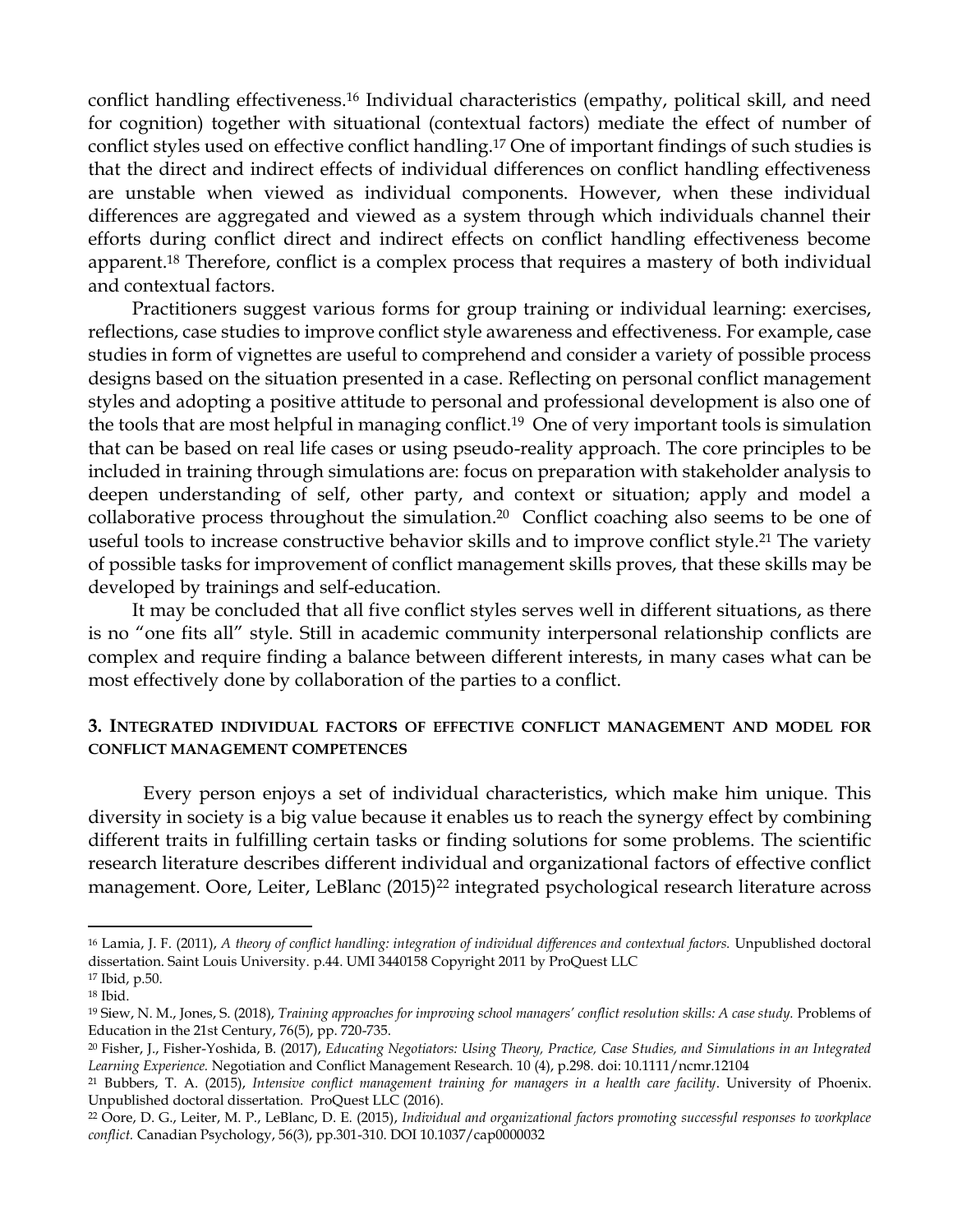conflict handling effectiveness.[16] Individual characteristics (empathy, political skill, and need for cognition) together with situational (contextual factors) mediate the effect of number of conflict styles used on effective conflict handling.[17] One of important findings of such studies is that the direct and indirect effects of individual differences on conflict handling effectiveness are unstable when viewed as individual components. However, when these individual differences are aggregated and viewed as a system through which individuals channel their efforts during conflict direct and indirect effects on conflict handling effectiveness become apparent.[18] Therefore, conflict is a complex process that requires a mastery of both individual and contextual factors.

Practitioners suggest various forms for group training or individual learning: exercises, reflections, case studies to improve conflict style awareness and effectiveness. For example, case studies in form of vignettes are useful to comprehend and consider a variety of possible process designs based on the situation presented in a case. Reflecting on personal conflict management styles and adopting a positive attitude to personal and professional development is also one of the tools that are most helpful in managing conflict.[19] One of very important tools is simulation that can be based on real life cases or using pseudo-reality approach. The core principles to be included in training through simulations are: focus on preparation with stakeholder analysis to deepen understanding of self, other party, and context or situation; apply and model a collaborative process throughout the simulation.[20] Conflict coaching also seems to be one of useful tools to increase constructive behavior skills and to improve conflict style.[21] The variety of possible tasks for improvement of conflict management skills proves, that these skills may be developed by trainings and self-education.

It may be concluded that all five conflict styles serves well in different situations, as there is no "one fits all" style. Still in academic community interpersonal relationship conflicts are complex and require finding a balance between different interests, in many cases what can be most effectively done by collaboration of the parties to a conflict.

## 3. Integrated individual factors of effective conflict management and model for conflict management competences

Every person enjoys a set of individual characteristics, which make him unique. This diversity in society is a big value because it enables us to reach the synergy effect by combining different traits in fulfilling certain tasks or finding solutions for some problems. The scientific research literature describes different individual and organizational factors of effective conflict management. Oore, Leiter, LeBlanc (2015)[22] integrated psychological research literature across

---

[16] Lamia, J. F. (2011), *A theory of conflict handling: integration of individual differences and contextual factors.* Unpublished doctoral dissertation. Saint Louis University. p.44. UMI 3440158 Copyright 2011 by ProQuest LLC

[17] Ibid, p.50.

[18] Ibid.

[19] Siew, N. M., Jones, S. (2018), *Training approaches for improving school managers' conflict resolution skills: A case study.* Problems of Education in the 21st Century, 76(5), pp. 720-735.

[20] Fisher, J., Fisher-Yoshida, B. (2017), *Educating Negotiators: Using Theory, Practice, Case Studies, and Simulations in an Integrated Learning Experience.* Negotiation and Conflict Management Research. 10 (4), p.298. doi: 10.1111/ncmr.12104

[21] Bubbers, T. A. (2015), *Intensive conflict management training for managers in a health care facility*. University of Phoenix. Unpublished doctoral dissertation. ProQuest LLC (2016).

[22] Oore, D. G., Leiter, M. P., LeBlanc, D. E. (2015), *Individual and organizational factors promoting successful responses to workplace conflict.* Canadian Psychology, 56(3), pp.301-310. DOI 10.1037/cap0000032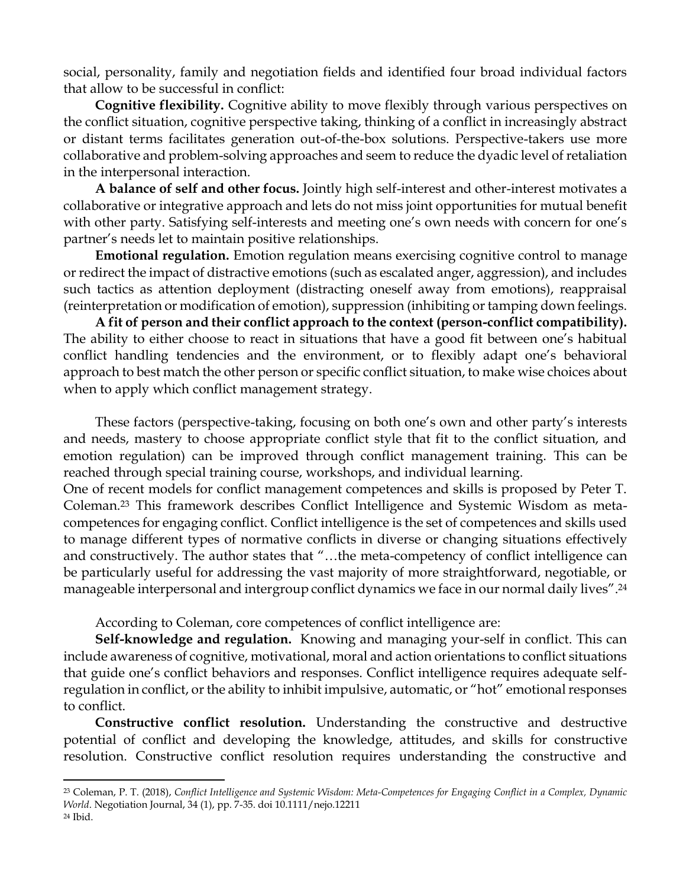social, personality, family and negotiation fields and identified four broad individual factors that allow to be successful in conflict:

**Cognitive flexibility.** Cognitive ability to move flexibly through various perspectives on the conflict situation, cognitive perspective taking, thinking of a conflict in increasingly abstract or distant terms facilitates generation out-of-the-box solutions. Perspective-takers use more collaborative and problem-solving approaches and seem to reduce the dyadic level of retaliation in the interpersonal interaction.

**A balance of self and other focus.** Jointly high self-interest and other-interest motivates a collaborative or integrative approach and lets do not miss joint opportunities for mutual benefit with other party. Satisfying self-interests and meeting one's own needs with concern for one's partner's needs let to maintain positive relationships.

**Emotional regulation.** Emotion regulation means exercising cognitive control to manage or redirect the impact of distractive emotions (such as escalated anger, aggression), and includes such tactics as attention deployment (distracting oneself away from emotions), reappraisal (reinterpretation or modification of emotion), suppression (inhibiting or tamping down feelings.

**A fit of person and their conflict approach to the context (person-conflict compatibility).** The ability to either choose to react in situations that have a good fit between one's habitual conflict handling tendencies and the environment, or to flexibly adapt one's behavioral approach to best match the other person or specific conflict situation, to make wise choices about when to apply which conflict management strategy.

These factors (perspective-taking, focusing on both one's own and other party's interests and needs, mastery to choose appropriate conflict style that fit to the conflict situation, and emotion regulation) can be improved through conflict management training. This can be reached through special training course, workshops, and individual learning.

One of recent models for conflict management competences and skills is proposed by Peter T. Coleman.[23] This framework describes Conflict Intelligence and Systemic Wisdom as meta-competences for engaging conflict. Conflict intelligence is the set of competences and skills used to manage different types of normative conflicts in diverse or changing situations effectively and constructively. The author states that "…the meta-competency of conflict intelligence can be particularly useful for addressing the vast majority of more straightforward, negotiable, or manageable interpersonal and intergroup conflict dynamics we face in our normal daily lives".[24]

According to Coleman, core competences of conflict intelligence are:

**Self-knowledge and regulation.** Knowing and managing your-self in conflict. This can include awareness of cognitive, motivational, moral and action orientations to conflict situations that guide one's conflict behaviors and responses. Conflict intelligence requires adequate self-regulation in conflict, or the ability to inhibit impulsive, automatic, or "hot" emotional responses to conflict.

**Constructive conflict resolution.** Understanding the constructive and destructive potential of conflict and developing the knowledge, attitudes, and skills for constructive resolution. Constructive conflict resolution requires understanding the constructive and

---

[23] Coleman, P. T. (2018), *Conflict Intelligence and Systemic Wisdom: Meta-Competences for Engaging Conflict in a Complex, Dynamic World*. Negotiation Journal, 34 (1), pp. 7-35. doi 10.1111/nejo.12211

[24] Ibid.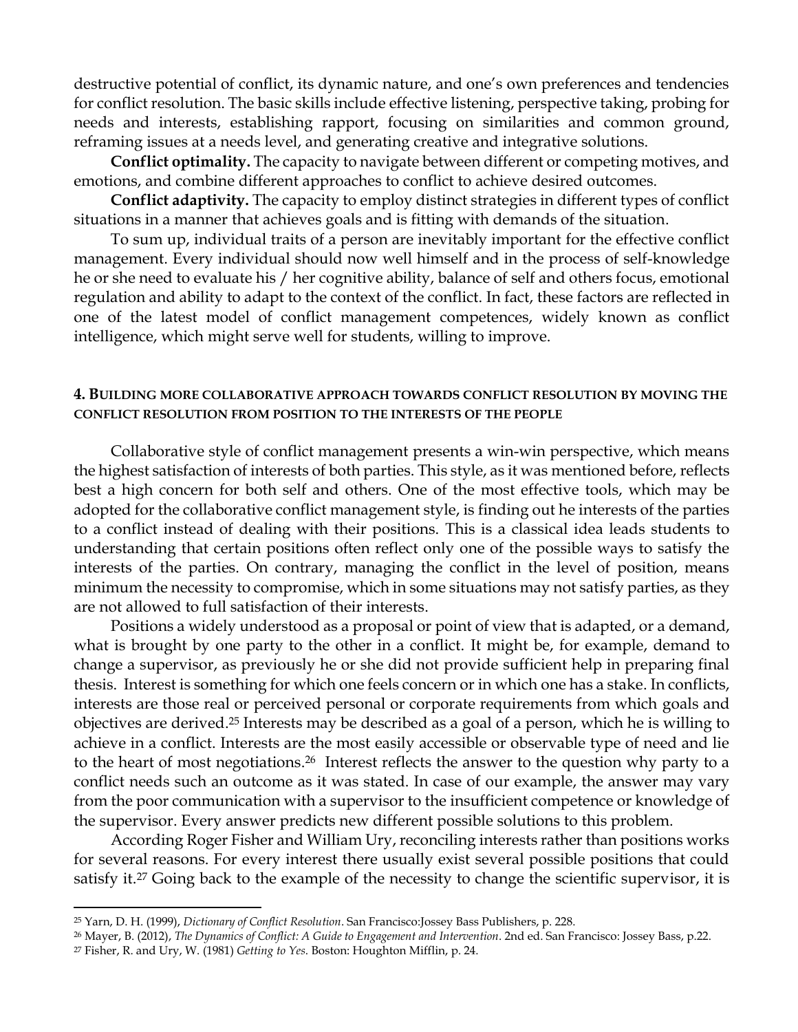destructive potential of conflict, its dynamic nature, and one's own preferences and tendencies for conflict resolution. The basic skills include effective listening, perspective taking, probing for needs and interests, establishing rapport, focusing on similarities and common ground, reframing issues at a needs level, and generating creative and integrative solutions.

**Conflict optimality.** The capacity to navigate between different or competing motives, and emotions, and combine different approaches to conflict to achieve desired outcomes.

**Conflict adaptivity.** The capacity to employ distinct strategies in different types of conflict situations in a manner that achieves goals and is fitting with demands of the situation.

To sum up, individual traits of a person are inevitably important for the effective conflict management. Every individual should now well himself and in the process of self-knowledge he or she need to evaluate his / her cognitive ability, balance of self and others focus, emotional regulation and ability to adapt to the context of the conflict. In fact, these factors are reflected in one of the latest model of conflict management competences, widely known as conflict intelligence, which might serve well for students, willing to improve.

## 4. Building more collaborative approach towards conflict resolution by moving the conflict resolution from position to the interests of the people

Collaborative style of conflict management presents a win-win perspective, which means the highest satisfaction of interests of both parties. This style, as it was mentioned before, reflects best a high concern for both self and others. One of the most effective tools, which may be adopted for the collaborative conflict management style, is finding out he interests of the parties to a conflict instead of dealing with their positions. This is a classical idea leads students to understanding that certain positions often reflect only one of the possible ways to satisfy the interests of the parties. On contrary, managing the conflict in the level of position, means minimum the necessity to compromise, which in some situations may not satisfy parties, as they are not allowed to full satisfaction of their interests.

Positions a widely understood as a proposal or point of view that is adapted, or a demand, what is brought by one party to the other in a conflict. It might be, for example, demand to change a supervisor, as previously he or she did not provide sufficient help in preparing final thesis. Interest is something for which one feels concern or in which one has a stake. In conflicts, interests are those real or perceived personal or corporate requirements from which goals and objectives are derived.[25] Interests may be described as a goal of a person, which he is willing to achieve in a conflict. Interests are the most easily accessible or observable type of need and lie to the heart of most negotiations.[26] Interest reflects the answer to the question why party to a conflict needs such an outcome as it was stated. In case of our example, the answer may vary from the poor communication with a supervisor to the insufficient competence or knowledge of the supervisor. Every answer predicts new different possible solutions to this problem.

According Roger Fisher and William Ury, reconciling interests rather than positions works for several reasons. For every interest there usually exist several possible positions that could satisfy it.[27] Going back to the example of the necessity to change the scientific supervisor, it is

---

[25] Yarn, D. H. (1999), *Dictionary of Conflict Resolution*. San Francisco:Jossey Bass Publishers, p. 228.

[26] Mayer, B. (2012), *The Dynamics of Conflict: A Guide to Engagement and Intervention*. 2nd ed. San Francisco: Jossey Bass, p.22.

[27] Fisher, R. and Ury, W. (1981) *Getting to Yes*. Boston: Houghton Mifflin, p. 24.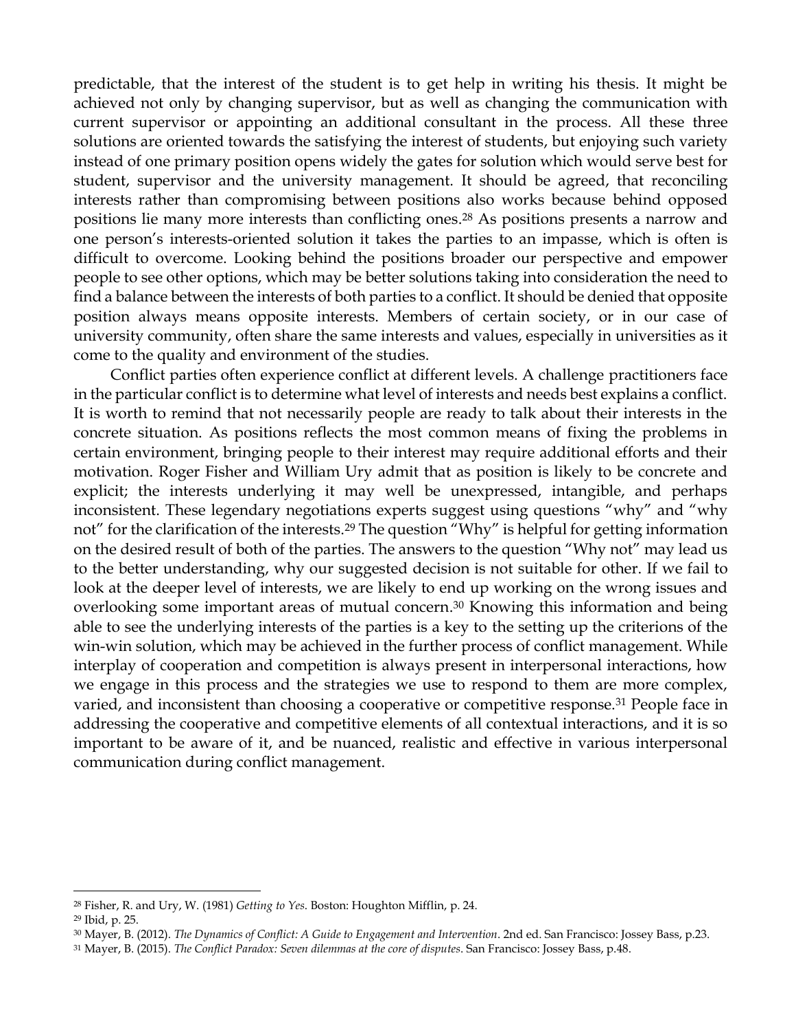predictable, that the interest of the student is to get help in writing his thesis. It might be achieved not only by changing supervisor, but as well as changing the communication with current supervisor or appointing an additional consultant in the process. All these three solutions are oriented towards the satisfying the interest of students, but enjoying such variety instead of one primary position opens widely the gates for solution which would serve best for student, supervisor and the university management. It should be agreed, that reconciling interests rather than compromising between positions also works because behind opposed positions lie many more interests than conflicting ones.[28] As positions presents a narrow and one person's interests-oriented solution it takes the parties to an impasse, which is often is difficult to overcome. Looking behind the positions broader our perspective and empower people to see other options, which may be better solutions taking into consideration the need to find a balance between the interests of both parties to a conflict. It should be denied that opposite position always means opposite interests. Members of certain society, or in our case of university community, often share the same interests and values, especially in universities as it come to the quality and environment of the studies.

Conflict parties often experience conflict at different levels. A challenge practitioners face in the particular conflict is to determine what level of interests and needs best explains a conflict. It is worth to remind that not necessarily people are ready to talk about their interests in the concrete situation. As positions reflects the most common means of fixing the problems in certain environment, bringing people to their interest may require additional efforts and their motivation. Roger Fisher and William Ury admit that as position is likely to be concrete and explicit; the interests underlying it may well be unexpressed, intangible, and perhaps inconsistent. These legendary negotiations experts suggest using questions "why" and "why not" for the clarification of the interests.[29] The question "Why" is helpful for getting information on the desired result of both of the parties. The answers to the question "Why not" may lead us to the better understanding, why our suggested decision is not suitable for other. If we fail to look at the deeper level of interests, we are likely to end up working on the wrong issues and overlooking some important areas of mutual concern.[30] Knowing this information and being able to see the underlying interests of the parties is a key to the setting up the criterions of the win-win solution, which may be achieved in the further process of conflict management. While interplay of cooperation and competition is always present in interpersonal interactions, how we engage in this process and the strategies we use to respond to them are more complex, varied, and inconsistent than choosing a cooperative or competitive response.[31] People face in addressing the cooperative and competitive elements of all contextual interactions, and it is so important to be aware of it, and be nuanced, realistic and effective in various interpersonal communication during conflict management.

---

[28] Fisher, R. and Ury, W. (1981) *Getting to Yes*. Boston: Houghton Mifflin, p. 24.

[29] Ibid, p. 25.

[30] Mayer, B. (2012). *The Dynamics of Conflict: A Guide to Engagement and Intervention*. 2nd ed. San Francisco: Jossey Bass, p.23.

[31] Mayer, B. (2015). *The Conflict Paradox: Seven dilemmas at the core of disputes*. San Francisco: Jossey Bass, p.48.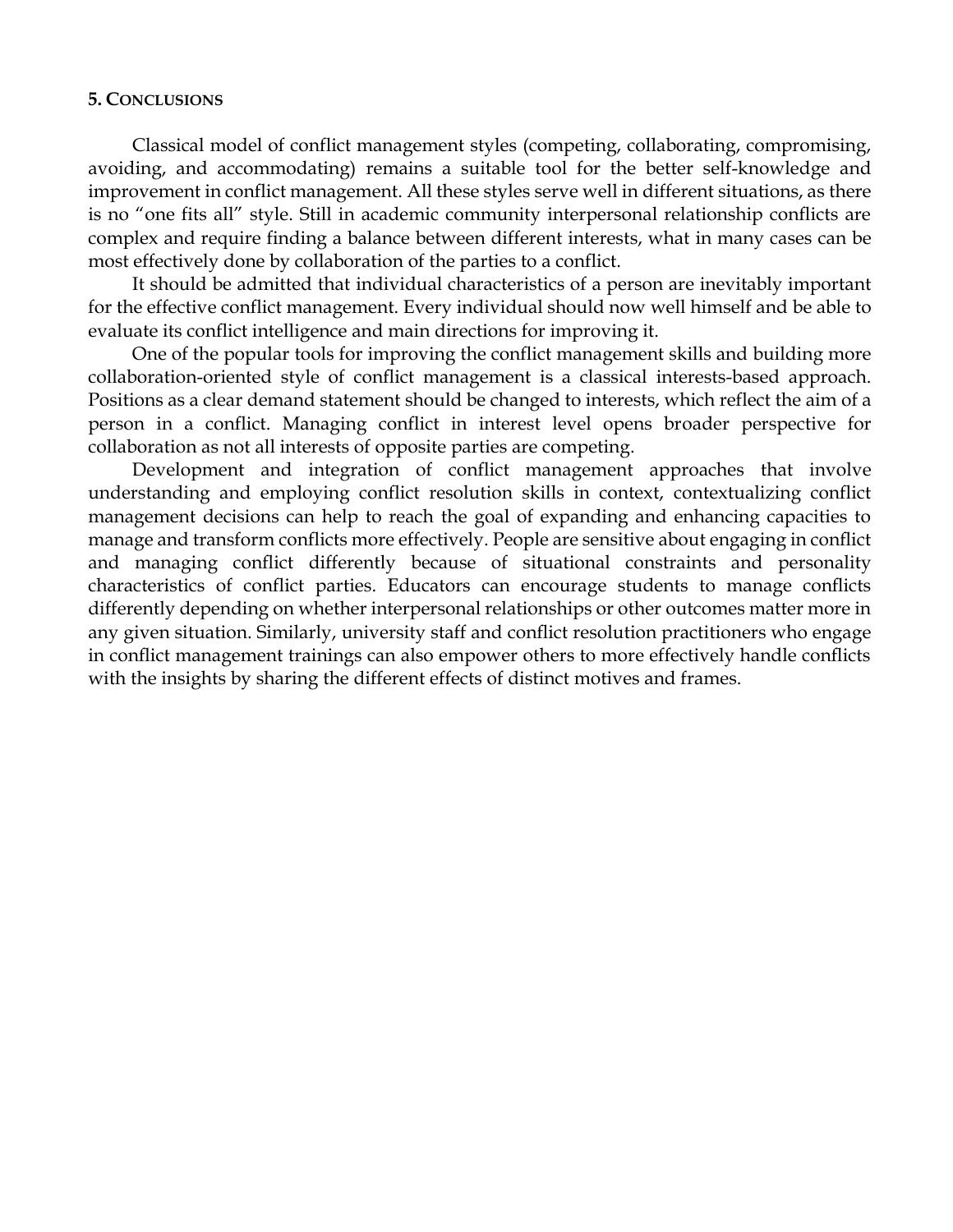## 5. Conclusions

Classical model of conflict management styles (competing, collaborating, compromising, avoiding, and accommodating) remains a suitable tool for the better self-knowledge and improvement in conflict management. All these styles serve well in different situations, as there is no "one fits all" style. Still in academic community interpersonal relationship conflicts are complex and require finding a balance between different interests, what in many cases can be most effectively done by collaboration of the parties to a conflict.

It should be admitted that individual characteristics of a person are inevitably important for the effective conflict management. Every individual should now well himself and be able to evaluate its conflict intelligence and main directions for improving it.

One of the popular tools for improving the conflict management skills and building more collaboration-oriented style of conflict management is a classical interests-based approach. Positions as a clear demand statement should be changed to interests, which reflect the aim of a person in a conflict. Managing conflict in interest level opens broader perspective for collaboration as not all interests of opposite parties are competing.

Development and integration of conflict management approaches that involve understanding and employing conflict resolution skills in context, contextualizing conflict management decisions can help to reach the goal of expanding and enhancing capacities to manage and transform conflicts more effectively. People are sensitive about engaging in conflict and managing conflict differently because of situational constraints and personality characteristics of conflict parties. Educators can encourage students to manage conflicts differently depending on whether interpersonal relationships or other outcomes matter more in any given situation. Similarly, university staff and conflict resolution practitioners who engage in conflict management trainings can also empower others to more effectively handle conflicts with the insights by sharing the different effects of distinct motives and frames.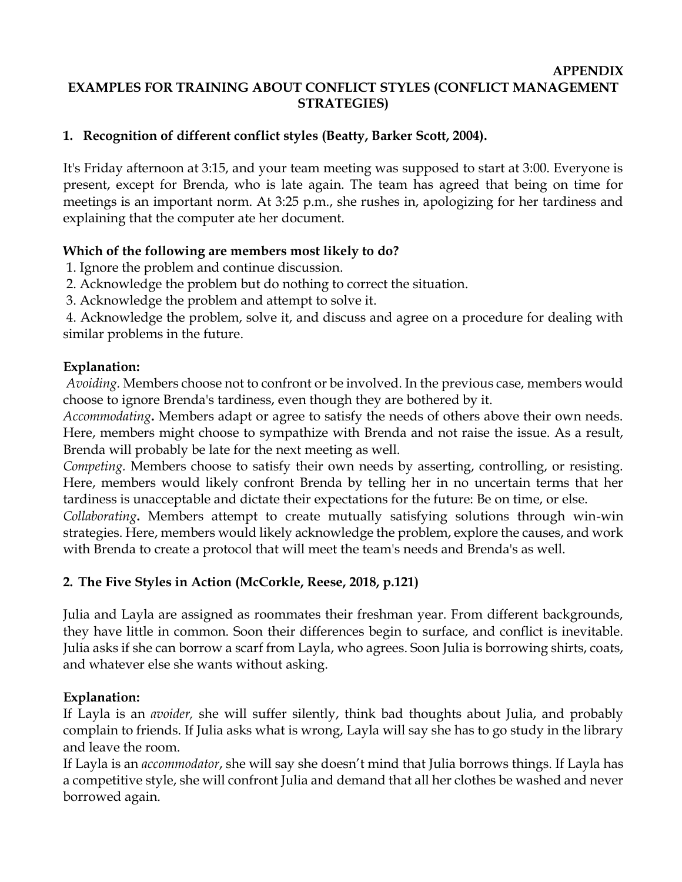**APPENDIX**

# EXAMPLES FOR TRAINING ABOUT CONFLICT STYLES (CONFLICT MANAGEMENT STRATEGIES)

## 1. Recognition of different conflict styles (Beatty, Barker Scott, 2004).

It's Friday afternoon at 3:15, and your team meeting was supposed to start at 3:00. Everyone is present, except for Brenda, who is late again. The team has agreed that being on time for meetings is an important norm. At 3:25 p.m., she rushes in, apologizing for her tardiness and explaining that the computer ate her document.

**Which of the following are members most likely to do?**

1. Ignore the problem and continue discussion.
2. Acknowledge the problem but do nothing to correct the situation.
3. Acknowledge the problem and attempt to solve it.
4. Acknowledge the problem, solve it, and discuss and agree on a procedure for dealing with similar problems in the future.

**Explanation:**

*Avoiding*. Members choose not to confront or be involved. In the previous case, members would choose to ignore Brenda's tardiness, even though they are bothered by it.

*Accommodating*. Members adapt or agree to satisfy the needs of others above their own needs. Here, members might choose to sympathize with Brenda and not raise the issue. As a result, Brenda will probably be late for the next meeting as well.

*Competing*. Members choose to satisfy their own needs by asserting, controlling, or resisting. Here, members would likely confront Brenda by telling her in no uncertain terms that her tardiness is unacceptable and dictate their expectations for the future: Be on time, or else.

*Collaborating*. Members attempt to create mutually satisfying solutions through win-win strategies. Here, members would likely acknowledge the problem, explore the causes, and work with Brenda to create a protocol that will meet the team's needs and Brenda's as well.

## 2. The Five Styles in Action (McCorkle, Reese, 2018, p.121)

Julia and Layla are assigned as roommates their freshman year. From different backgrounds, they have little in common. Soon their differences begin to surface, and conflict is inevitable. Julia asks if she can borrow a scarf from Layla, who agrees. Soon Julia is borrowing shirts, coats, and whatever else she wants without asking.

**Explanation:**

If Layla is an *avoider*, she will suffer silently, think bad thoughts about Julia, and probably complain to friends. If Julia asks what is wrong, Layla will say she has to go study in the library and leave the room.

If Layla is an *accommodator*, she will say she doesn't mind that Julia borrows things. If Layla has a competitive style, she will confront Julia and demand that all her clothes be washed and never borrowed again.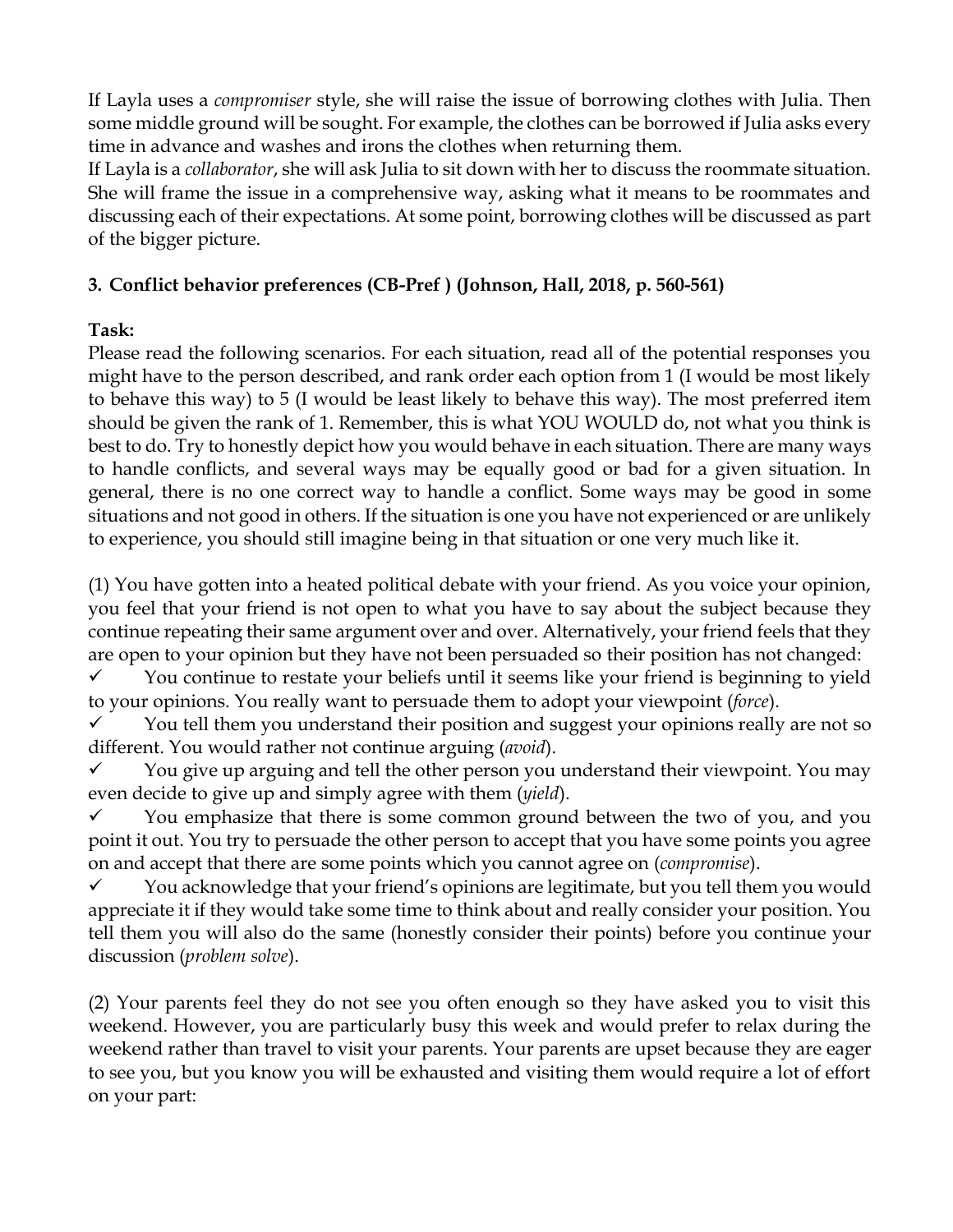If Layla uses a *compromiser* style, she will raise the issue of borrowing clothes with Julia. Then some middle ground will be sought. For example, the clothes can be borrowed if Julia asks every time in advance and washes and irons the clothes when returning them.
If Layla is a *collaborator*, she will ask Julia to sit down with her to discuss the roommate situation. She will frame the issue in a comprehensive way, asking what it means to be roommates and discussing each of their expectations. At some point, borrowing clothes will be discussed as part of the bigger picture.

### 3. Conflict behavior preferences (CB-Pref ) (Johnson, Hall, 2018, p. 560-561)

**Task:**
Please read the following scenarios. For each situation, read all of the potential responses you might have to the person described, and rank order each option from 1 (I would be most likely to behave this way) to 5 (I would be least likely to behave this way). The most preferred item should be given the rank of 1. Remember, this is what YOU WOULD do, not what you think is best to do. Try to honestly depict how you would behave in each situation. There are many ways to handle conflicts, and several ways may be equally good or bad for a given situation. In general, there is no one correct way to handle a conflict. Some ways may be good in some situations and not good in others. If the situation is one you have not experienced or are unlikely to experience, you should still imagine being in that situation or one very much like it.

(1) You have gotten into a heated political debate with your friend. As you voice your opinion, you feel that your friend is not open to what you have to say about the subject because they continue repeating their same argument over and over. Alternatively, your friend feels that they are open to your opinion but they have not been persuaded so their position has not changed:

- ✓ You continue to restate your beliefs until it seems like your friend is beginning to yield to your opinions. You really want to persuade them to adopt your viewpoint (*force*).
- ✓ You tell them you understand their position and suggest your opinions really are not so different. You would rather not continue arguing (*avoid*).
- ✓ You give up arguing and tell the other person you understand their viewpoint. You may even decide to give up and simply agree with them (*yield*).
- ✓ You emphasize that there is some common ground between the two of you, and you point it out. You try to persuade the other person to accept that you have some points you agree on and accept that there are some points which you cannot agree on (*compromise*).
- ✓ You acknowledge that your friend's opinions are legitimate, but you tell them you would appreciate it if they would take some time to think about and really consider your position. You tell them you will also do the same (honestly consider their points) before you continue your discussion (*problem solve*).

(2) Your parents feel they do not see you often enough so they have asked you to visit this weekend. However, you are particularly busy this week and would prefer to relax during the weekend rather than travel to visit your parents. Your parents are upset because they are eager to see you, but you know you will be exhausted and visiting them would require a lot of effort on your part: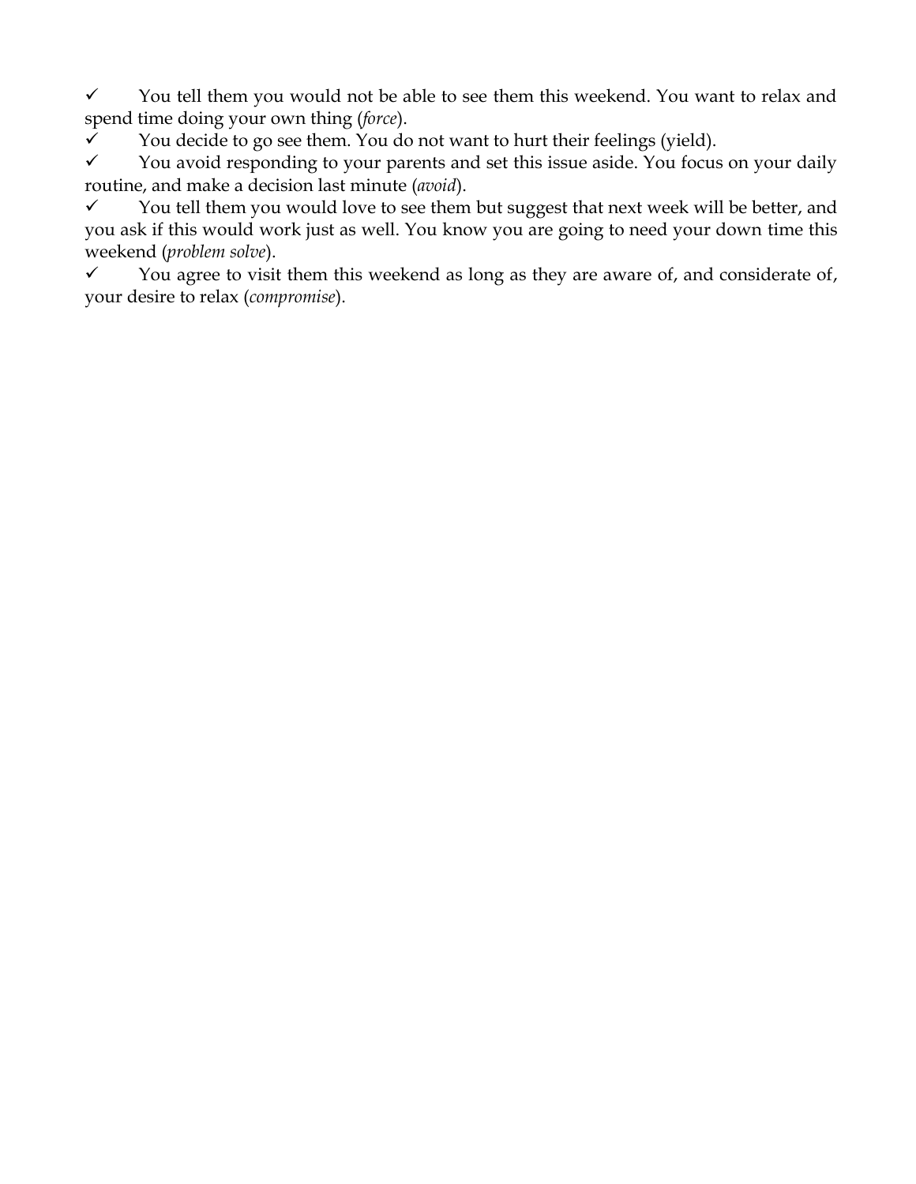- ✓ You tell them you would not be able to see them this weekend. You want to relax and spend time doing your own thing (*force*).
- ✓ You decide to go see them. You do not want to hurt their feelings (yield).
- ✓ You avoid responding to your parents and set this issue aside. You focus on your daily routine, and make a decision last minute (*avoid*).
- ✓ You tell them you would love to see them but suggest that next week will be better, and you ask if this would work just as well. You know you are going to need your down time this weekend (*problem solve*).
- ✓ You agree to visit them this weekend as long as they are aware of, and considerate of, your desire to relax (*compromise*).